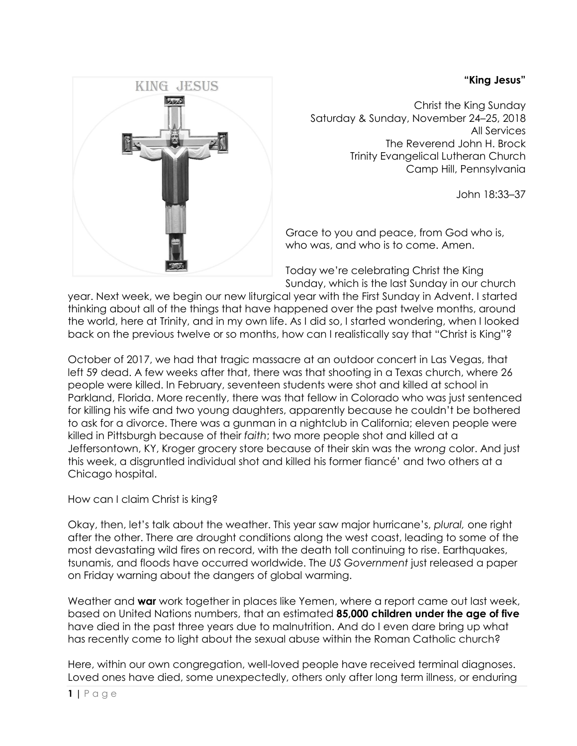**"King Jesus"**

Christ the King Sunday
Saturday & Sunday, November 24–25, 2018
All Services
The Reverend John H. Brock
Trinity Evangelical Lutheran Church
Camp Hill, Pennsylvania

John 18:33–37

Grace to you and peace, from God who is, who was, and who is to come. Amen.

Today we're celebrating Christ the King Sunday, which is the last Sunday in our church year. Next week, we begin our new liturgical year with the First Sunday in Advent. I started thinking about all of the things that have happened over the past twelve months, around the world, here at Trinity, and in my own life. As I did so, I started wondering, when I looked back on the previous twelve or so months, how can I realistically say that "Christ is King"?

October of 2017, we had that tragic massacre at an outdoor concert in Las Vegas, that left 59 dead. A few weeks after that, there was that shooting in a Texas church, where 26 people were killed. In February, seventeen students were shot and killed at school in Parkland, Florida. More recently, there was that fellow in Colorado who was just sentenced for killing his wife and two young daughters, apparently because he couldn't be bothered to ask for a divorce. There was a gunman in a nightclub in California; eleven people were killed in Pittsburgh because of their *faith*; two more people shot and killed at a Jeffersontown, KY, Kroger grocery store because of their skin was the *wrong* color. And just this week, a disgruntled individual shot and killed his former fiancé' and two others at a Chicago hospital.

How can I claim Christ is king?

Okay, then, let's talk about the weather. This year saw major hurricane's, *plural,* one right after the other. There are drought conditions along the west coast, leading to some of the most devastating wild fires on record, with the death toll continuing to rise. Earthquakes, tsunamis, and floods have occurred worldwide. The *US Government* just released a paper on Friday warning about the dangers of global warming.

Weather and **war** work together in places like Yemen, where a report came out last week, based on United Nations numbers, that an estimated **85,000 children under the age of five** have died in the past three years due to malnutrition. And do I even dare bring up what has recently come to light about the sexual abuse within the Roman Catholic church?

Here, within our own congregation, well-loved people have received terminal diagnoses. Loved ones have died, some unexpectedly, others only after long term illness, or enduring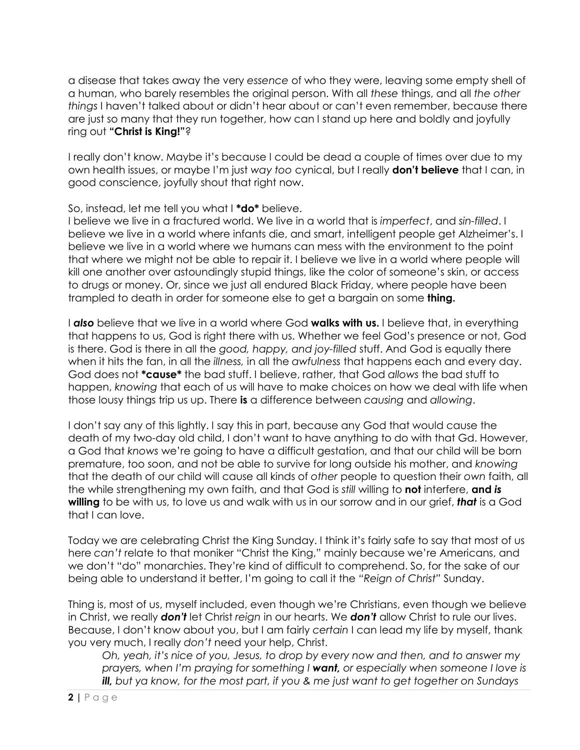a disease that takes away the very *essence* of who they were, leaving some empty shell of a human, who barely resembles the original person. With all *these* things, and all *the other things* I haven't talked about or didn't hear about or can't even remember, because there are just so many that they run together, how can I stand up here and boldly and joyfully ring out **"Christ is King!"**?

I really don't know. Maybe it's because I could be dead a couple of times over due to my own health issues, or maybe I'm just *way too* cynical, but I really **don't believe** that I can, in good conscience, joyfully shout that right now.

So, instead, let me tell you what I ***do*** believe.
I believe we live in a fractured world. We live in a world that is *imperfect*, and *sin-filled*. I believe we live in a world where infants die, and smart, intelligent people get Alzheimer's. I believe we live in a world where we humans can mess with the environment to the point that where we might not be able to repair it. I believe we live in a world where people will kill one another over astoundingly stupid things, like the color of someone's skin, or access to drugs or money. Or, since we just all endured Black Friday, where people have been trampled to death in order for someone else to get a bargain on some **thing.**

I ***also*** believe that we live in a world where God **walks with us.** I believe that, in everything that happens to us, God is right there with us. Whether we feel God's presence or not, God is there. God is there in all the *good, happy, and joy-filled* stuff. And God is equally there when it hits the fan, in all the *illness,* in all the *awfulness* that happens each and every day. God does not ***cause*** the bad stuff. I believe, rather, that God *allows* the bad stuff to happen, *knowing* that each of us will have to make choices on how we deal with life when those lousy things trip us up. There **is** a difference between *causing* and *allowing*.

I don't say any of this lightly. I say this in part, because any God that would cause the death of my two-day old child, I don't want to have anything to do with that Gd. However, a God that *knows* we're going to have a difficult gestation, and that our child will be born premature, too soon, and not be able to survive for long outside his mother, and *knowing* that the death of our child will cause all kinds of *other* people to question their *own* faith, all the while strengthening my own faith, and that God is *still* willing to **not** interfere, **and *is* willing** to be with us, to love us and walk with us in our sorrow and in our grief, ***that*** is a God that I can love.

Today we are celebrating Christ the King Sunday. I think it's fairly safe to say that most of us here *can't* relate to that moniker "Christ the King," mainly because we're Americans, and we don't "do" monarchies. They're kind of difficult to comprehend. So, for the sake of our being able to understand it better, I'm going to call it the *"Reign of Christ"* Sunday.

Thing is, most of us, myself included, even though we're Christians, even though we believe in Christ, we really ***don't*** let Christ *reign* in our hearts. We ***don't*** allow Christ to rule our lives. Because, I don't know about you, but I am fairly *certain* I can lead my life by myself, thank you very much, I really *don't* need your help, Christ.

> *Oh, yeah, it's nice of you, Jesus, to drop by every now and then, and to answer my prayers, when I'm praying for something I **want,** or especially when someone I love is **ill,** but ya know, for the most part, if you & me just want to get together on Sundays*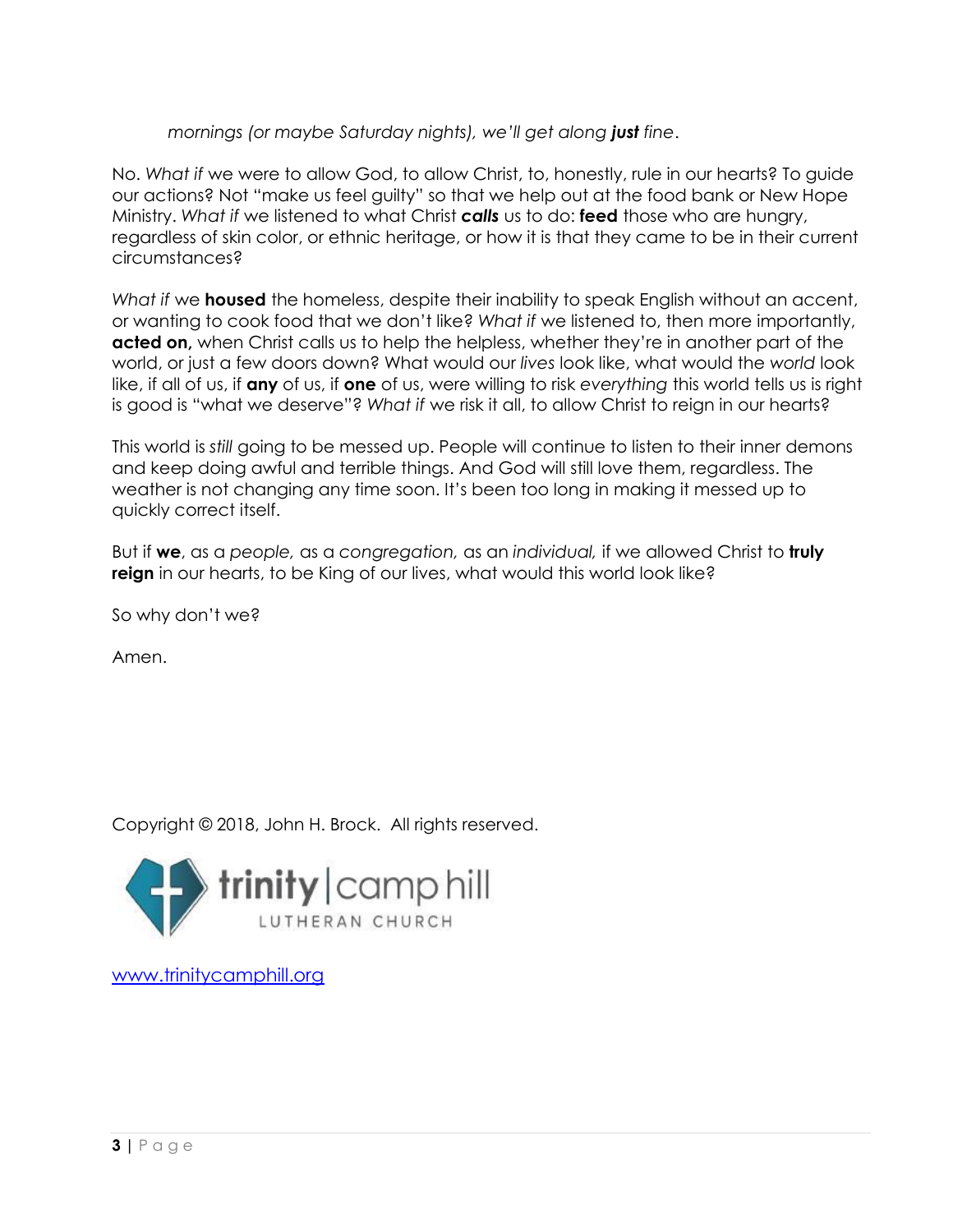*mornings (or maybe Saturday nights), we'll get along **just** fine*.

No. *What if* we were to allow God, to allow Christ, to, honestly, rule in our hearts? To guide our actions? Not "make us feel guilty" so that we help out at the food bank or New Hope Ministry. *What if* we listened to what Christ ***calls*** us to do: **feed** those who are hungry, regardless of skin color, or ethnic heritage, or how it is that they came to be in their current circumstances?

*What if* we **housed** the homeless, despite their inability to speak English without an accent, or wanting to cook food that we don't like? *What if* we listened to, then more importantly, **acted on,** when Christ calls us to help the helpless, whether they're in another part of the world, or just a few doors down? What would our *lives* look like, what would the *world* look like, if all of us, if **any** of us, if **one** of us, were willing to risk *everything* this world tells us is right is good is "what we deserve"? *What if* we risk it all, to allow Christ to reign in our hearts?

This world is *still* going to be messed up. People will continue to listen to their inner demons and keep doing awful and terrible things. And God will still love them, regardless. The weather is not changing any time soon. It's been too long in making it messed up to quickly correct itself.

But if **we**, as a *people,* as a *congregation,* as an *individual,* if we allowed Christ to **truly reign** in our hearts, to be King of our lives, what would this world look like?

So why don't we?

Amen.

Copyright © 2018, John H. Brock. All rights reserved.

trinity | camp hill
LUTHERAN CHURCH

www.trinitycamphill.org